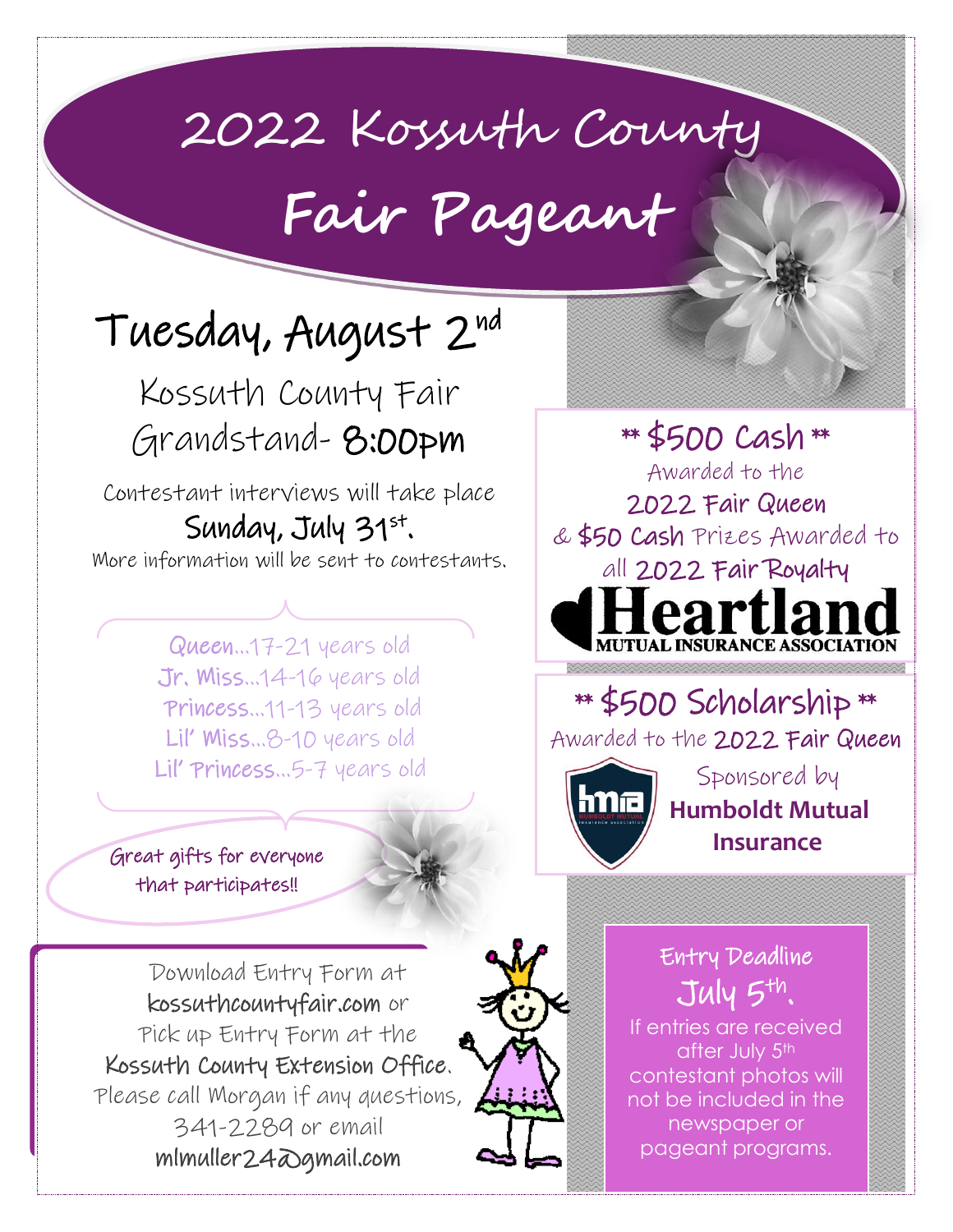# 2022 Kossuth County Fair Pageant

## Tuesday, August 2nd

Kossuth County Fair Grandstand- **8:00pm**

Contestant interviews will take place **Sunday, July 31st.**

More information will be sent to contestants.

- **Queen**...17-21 years old
- **Jr. Miss**...14-16 years old
- **Princess**...11-13 years old
- **Lil' Miss**...8-10 years old
- **Lil' Princess**...5-7 years old

Great gifts for everyone that participates!!

Download Entry Form at **kossuthcountyfair.com** or Pick up Entry Form at the **Kossuth County Extension Office.** Please call Morgan if any questions, 341-2289 or email **mlmuller24@gmail.com**

**\*\* $500 Cash \*\***

Awarded to the **2022 Fair Queen** & **$50 Cash** Prizes Awarded to all **2022 Fair Royalty**

Heartland Mutual Insurance Association

**\*\* $500 Scholarship \*\***

Awarded to the **2022 Fair Queen**

Sponsored by **Humboldt Mutual Insurance**

**Entry Deadline July 5th.**

If entries are received after July 5th contestant photos will not be included in the newspaper or pageant programs.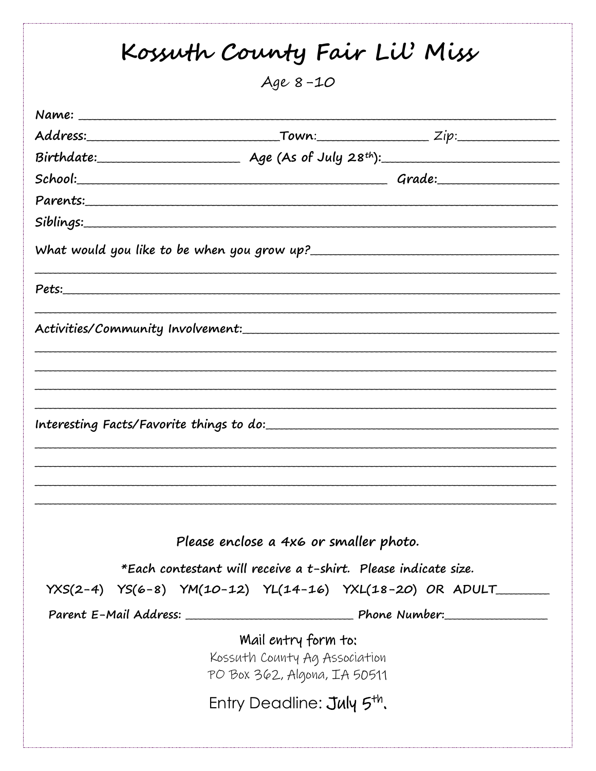# Kossuth County Fair Lil' Miss

Age 8-10

Name: ___________________________________________________________________________

Address:______________________________Town:________________ Zip:_______________

Birthdate:______________________ Age (As of July 28th):___________________________

School:_________________________________________________ Grade:_________________

Parents:_________________________________________________________________________

Siblings:________________________________________________________________________

What would you like to be when you grow up?______________________________________

_________________________________________________________________________________

Pets:____________________________________________________________________________

_________________________________________________________________________________

Activities/Community Involvement:________________________________________________

_________________________________________________________________________________

_________________________________________________________________________________

_________________________________________________________________________________

_________________________________________________________________________________

Interesting Facts/Favorite things to do:________________________________________

_________________________________________________________________________________

_________________________________________________________________________________

_________________________________________________________________________________

_________________________________________________________________________________

Please enclose a 4x6 or smaller photo.

*Each contestant will receive a t-shirt. Please indicate size.

YXS(2-4) YS(6-8) YM(10-12) YL(14-16) YXL(18-20) OR ADULT________

Parent E-Mail Address: ___________________________ Phone Number:________________

Mail entry form to:

Kossuth County Ag Association

PO Box 362, Algona, IA 50511

Entry Deadline: July 5th.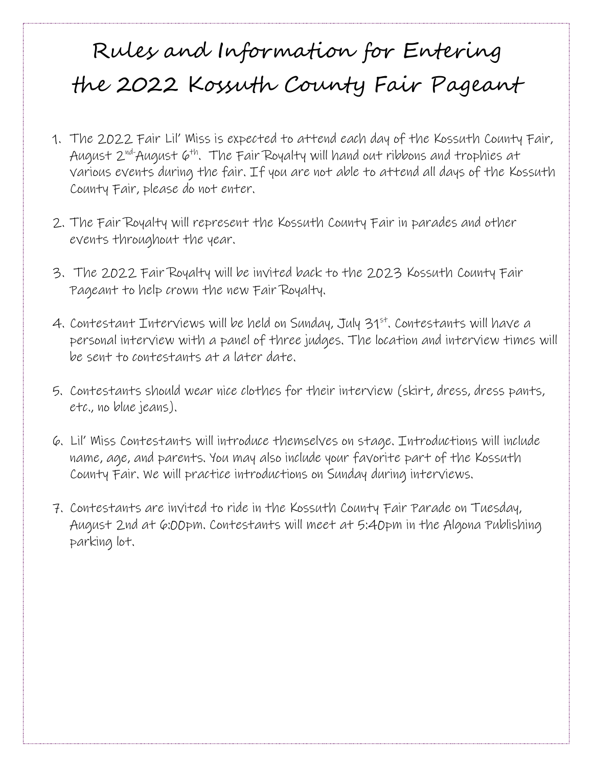# Rules and Information for Entering the 2022 Kossuth County Fair Pageant

1. The 2022 Fair Lil' Miss is expected to attend each day of the Kossuth County Fair, August 2nd-August 6th. The Fair Royalty will hand out ribbons and trophies at various events during the fair. If you are not able to attend all days of the Kossuth County Fair, please do not enter.

2. The Fair Royalty will represent the Kossuth County Fair in parades and other events throughout the year.

3. The 2022 Fair Royalty will be invited back to the 2023 Kossuth County Fair Pageant to help crown the new Fair Royalty.

4. Contestant Interviews will be held on Sunday, July 31st. Contestants will have a personal interview with a panel of three judges. The location and interview times will be sent to contestants at a later date.

5. Contestants should wear nice clothes for their interview (skirt, dress, dress pants, etc., no blue jeans).

6. Lil' Miss Contestants will introduce themselves on stage. Introductions will include name, age, and parents. You may also include your favorite part of the Kossuth County Fair. We will practice introductions on Sunday during interviews.

7. Contestants are invited to ride in the Kossuth County Fair Parade on Tuesday, August 2nd at 6:00pm. Contestants will meet at 5:40pm in the Algona Publishing parking lot.